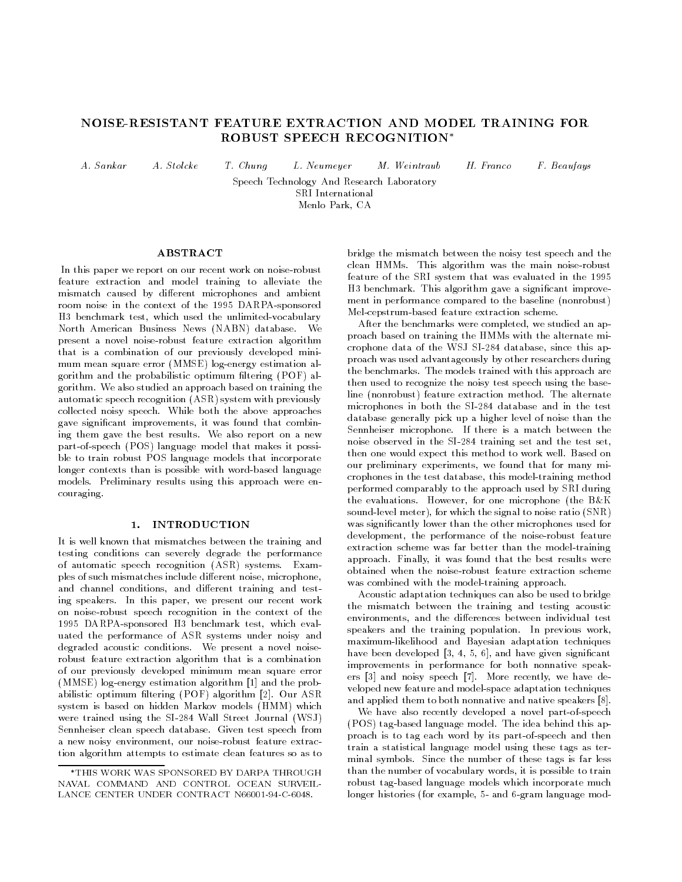# NOISE-RESISTANT FEATURE EXTRACTION AND MODEL TRAINING FOR ROBUST SPEECH RECOGNITION*

*A. Sankar* *A. Stolcke* *T. Chung* *L. Neumeyer* *M. Weintraub* *H. Franco* *F. Beaufays*

Speech Technology And Research Laboratory
SRI International
Menlo Park, CA

## ABSTRACT

In this paper we report on our recent work on noise-robust feature extraction and model training to alleviate the mismatch caused by different microphones and ambient room noise in the context of the 1995 DARPA-sponsored H3 benchmark test, which used the unlimited-vocabulary North American Business News (NABN) database. We present a novel noise-robust feature extraction algorithm that is a combination of our previously developed minimum mean square error (MMSE) log-energy estimation algorithm and the probabilistic optimum filtering (POF) algorithm. We also studied an approach based on training the automatic speech recognition (ASR) system with previously collected noisy speech. While both the above approaches gave significant improvements, it was found that combining them gave the best results. We also report on a new part-of-speech (POS) language model that makes it possible to train robust POS language models that incorporate longer contexts than is possible with word-based language models. Preliminary results using this approach were encouraging.

## 1. INTRODUCTION

It is well known that mismatches between the training and testing conditions can severely degrade the performance of automatic speech recognition (ASR) systems. Examples of such mismatches include different noise, microphone, and channel conditions, and different training and testing speakers. In this paper, we present our recent work on noise-robust speech recognition in the context of the 1995 DARPA-sponsored H3 benchmark test, which evaluated the performance of ASR systems under noisy and degraded acoustic conditions. We present a novel noise-robust feature extraction algorithm that is a combination of our previously developed minimum mean square error (MMSE) log-energy estimation algorithm [1] and the probabilistic optimum filtering (POF) algorithm [2]. Our ASR system is based on hidden Markov models (HMM) which were trained using the SI-284 Wall Street Journal (WSJ) Sennheiser clean speech database. Given test speech from a new noisy environment, our noise-robust feature extraction algorithm attempts to estimate clean features so as to bridge the mismatch between the noisy test speech and the clean HMMs. This algorithm was the main noise-robust feature of the SRI system that was evaluated in the 1995 H3 benchmark. This algorithm gave a significant improvement in performance compared to the baseline (nonrobust) Mel-cepstrum-based feature extraction scheme.

After the benchmarks were completed, we studied an approach based on training the HMMs with the alternate microphone data of the WSJ SI-284 database, since this approach was used advantageously by other researchers during the benchmarks. The models trained with this approach are then used to recognize the noisy test speech using the baseline (nonrobust) feature extraction method. The alternate microphones in both the SI-284 database and in the test database generally pick up a higher level of noise than the Sennheiser microphone. If there is a match between the noise observed in the SI-284 training set and the test set, then one would expect this method to work well. Based on our preliminary experiments, we found that for many microphones in the test database, this model-training method performed comparably to the approach used by SRI during the evaluations. However, for one microphone (the B&K sound-level meter), for which the signal to noise ratio (SNR) was significantly lower than the other microphones used for development, the performance of the noise-robust feature extraction scheme was far better than the model-training approach. Finally, it was found that the best results were obtained when the noise-robust feature extraction scheme was combined with the model-training approach.

Acoustic adaptation techniques can also be used to bridge the mismatch between the training and testing acoustic environments, and the differences between individual test speakers and the training population. In previous work, maximum-likelihood and Bayesian adaptation techniques have been developed [3, 4, 5, 6], and have given significant improvements in performance for both nonnative speakers [3] and noisy speech [7]. More recently, we have developed new feature and model-space adaptation techniques and applied them to both nonnative and native speakers [8].

We have also recently developed a novel part-of-speech (POS) tag-based language model. The idea behind this approach is to tag each word by its part-of-speech and then train a statistical language model using these tags as terminal symbols. Since the number of these tags is far less than the number of vocabulary words, it is possible to train robust tag-based language models which incorporate much longer histories (for example, 5- and 6-gram language mod-

*THIS WORK WAS SPONSORED BY DARPA THROUGH NAVAL COMMAND AND CONTROL OCEAN SURVEILLANCE CENTER UNDER CONTRACT N66001-94-C-6048.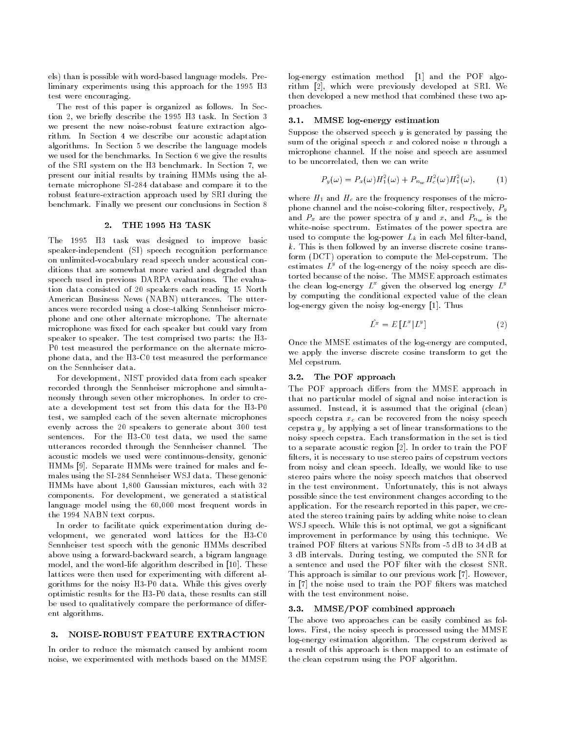els) than is possible with word-based language models. Preliminary experiments using this approach for the 1995 H3 test were encouraging.

The rest of this paper is organized as follows. In Section 2, we briefly describe the 1995 H3 task. In Section 3 we present the new noise-robust feature extraction algorithm. In Section 4 we describe our acoustic adaptation algorithms. In Section 5 we describe the language models we used for the benchmarks. In Section 6 we give the results of the SRI system on the H3 benchmark. In Section 7, we present our initial results by training HMMs using the alternate microphone SI-284 database and compare it to the robust feature-extraction approach used by SRI during the benchmark. Finally we present our conclusions in Section 8

## 2. THE 1995 H3 TASK

The 1995 H3 task was designed to improve basic speaker-independent (SI) speech recognition performance on unlimited-vocabulary read speech under acoustical conditions that are somewhat more varied and degraded than speech used in previous DARPA evaluations. The evaluation data consisted of 20 speakers each reading 15 North American Business News (NABN) utterances. The utterances were recorded using a close-talking Sennheiser microphone and one other alternate microphone. The alternate microphone was fixed for each speaker but could vary from speaker to speaker. The test comprised two parts: the H3-P0 test measured the performance on the alternate microphone data, and the H3-C0 test measured the performance on the Sennheiser data.

For development, NIST provided data from each speaker recorded through the Sennheiser microphone and simultaneously through seven other microphones. In order to create a development test set from this data for the H3-P0 test, we sampled each of the seven alternate microphones evenly across the 20 speakers to generate about 300 test sentences. For the H3-C0 test data, we used the same utterances recorded through the Sennheiser channel. The acoustic models we used were continuous-density, genonic HMMs [9]. Separate HMMs were trained for males and females using the SI-284 Sennheiser WSJ data. These genonic HMMs have about 1,800 Gaussian mixtures, each with 32 components. For development, we generated a statistical language model using the 60,000 most frequent words in the 1994 NABN text corpus.

In order to facilitate quick experimentation during development, we generated word lattices for the H3-C0 Sennheiser test speech with the genonic HMMs described above using a forward-backward search, a bigram language model, and the word-life algorithm described in [10]. These lattices were then used for experimenting with different algorithms for the noisy H3-P0 data. While this gives overly optimistic results for the H3-P0 data, these results can still be used to qualitatively compare the performance of different algorithms.

## 3. NOISE-ROBUST FEATURE EXTRACTION

In order to reduce the mismatch caused by ambient room noise, we experimented with methods based on the MMSE log-energy estimation method [1] and the POF algorithm [2], which were previously developed at SRI. We then developed a new method that combined these two approaches.

### 3.1. MMSE log-energy estimation

Suppose the observed speech $y$ is generated by passing the sum of the original speech $x$ and colored noise $n$ through a microphone channel. If the noise and speech are assumed to be uncorrelated, then we can write

$$P_y(\omega) = P_x(\omega)H_1^2(\omega) + P_{n_w}H_c^2(\omega)H_1^2(\omega), \qquad (1)$$

where $H_1$ and $H_c$ are the frequency responses of the microphone channel and the noise-coloring filter, respectively, $P_y$ and $P_x$ are the power spectra of $y$ and $x$, and $P_{n_w}$ is the white-noise spectrum. Estimates of the power spectra are used to compute the log-power $L_k$ in each Mel filter-band, $k$. This is then followed by an inverse discrete cosine transform (DCT) operation to compute the Mel-cepstrum. The estimates $L^y$ of the log-energy of the noisy speech are distorted because of the noise. The MMSE approach estimates the clean log-energy $L^x$ given the observed log energy $L^y$ by computing the conditional expected value of the clean log-energy given the noisy log-energy [1]. Thus

$$\hat{L^x} = E\left[L^x | L^y\right] \qquad (2)$$

Once the MMSE estimates of the log-energy are computed, we apply the inverse discrete cosine transform to get the Mel cepstrum.

### 3.2. The POF approach

The POF approach differs from the MMSE approach in that no particular model of signal and noise interaction is assumed. Instead, it is assumed that the original (clean) speech cepstra $x_c$ can be recovered from the noisy speech cepstra $y_c$ by applying a set of linear transformations to the noisy speech cepstra. Each transformation in the set is tied to a separate acoustic region [2]. In order to train the POF filters, it is necessary to use stereo pairs of cepstrum vectors from noisy and clean speech. Ideally, we would like to use stereo pairs where the noisy speech matches that observed in the test environment. Unfortunately, this is not always possible since the test environment changes according to the application. For the research reported in this paper, we created the stereo training pairs by adding white noise to clean WSJ speech. While this is not optimal, we got a significant improvement in performance by using this technique. We trained POF filters at various SNRs from -5 dB to 34 dB at 3 dB intervals. During testing, we computed the SNR for a sentence and used the POF filter with the closest SNR. This approach is similar to our previous work [7]. However, in [7] the noise used to train the POF filters was matched with the test environment noise.

### 3.3. MMSE/POF combined approach

The above two approaches can be easily combined as follows. First, the noisy speech is processed using the MMSE log-energy estimation algorithm. The cepstrum derived as a result of this approach is then mapped to an estimate of the clean cepstrum using the POF algorithm.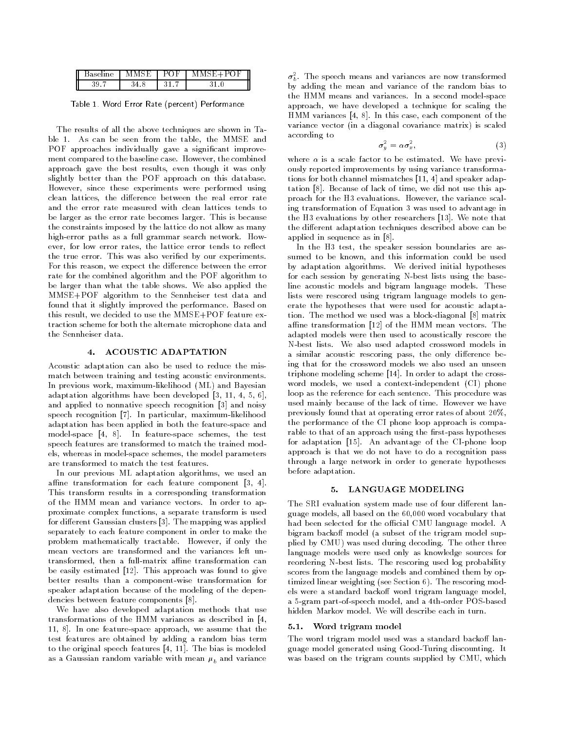| Baseline | MMSE | POF | MMSE+POF |
|---|---|---|---|
| 39.7 | 34.8 | 31.7 | 31.0 |

Table 1. Word Error Rate (percent) Performance

The results of all the above techniques are shown in Table 1. As can be seen from the table, the MMSE and POF approaches individually gave a significant improvement compared to the baseline case. However, the combined approach gave the best results, even though it was only slightly better than the POF approach on this database. However, since these experiments were performed using clean lattices, the difference between the real error rate and the error rate measured with clean lattices tends to be larger as the error rate becomes larger. This is because the constraints imposed by the lattice do not allow as many high-error paths as a full grammar search network. However, for low error rates, the lattice error tends to reflect the true error. This was also verified by our experiments. For this reason, we expect the difference between the error rate for the combined algorithm and the POF algorithm to be larger than what the table shows. We also applied the MMSE+POF algorithm to the Sennheiser test data and found that it slightly improved the performance. Based on this result, we decided to use the MMSE+POF feature extraction scheme for both the alternate microphone data and the Sennheiser data.

## 4. ACOUSTIC ADAPTATION

Acoustic adaptation can also be used to reduce the mismatch between training and testing acoustic environments. In previous work, maximum-likelihood (ML) and Bayesian adaptation algorithms have been developed [3, 11, 4, 5, 6], and applied to nonnative speech recognition [3] and noisy speech recognition [7]. In particular, maximum-likelihood adaptation has been applied in both the feature-space and model-space [4, 8]. In feature-space schemes, the test speech features are transformed to match the trained models, whereas in model-space schemes, the model parameters are transformed to match the test features.

In our previous ML adaptation algorithms, we used an affine transformation for each feature component [3, 4]. This transform results in a corresponding transformation of the HMM mean and variance vectors. In order to approximate complex functions, a separate transform is used for different Gaussian clusters [3]. The mapping was applied separately to each feature component in order to make the problem mathematically tractable. However, if only the mean vectors are transformed and the variances left untransformed, then a full-matrix affine transformation can be easily estimated [12]. This approach was found to give better results than a component-wise transformation for speaker adaptation because of the modeling of the dependencies between feature components [8].

We have also developed adaptation methods that use transformations of the HMM variances as described in [4, 11, 8]. In one feature-space approach, we assume that the test features are obtained by adding a random bias term to the original speech features [4, 11]. The bias is modeled as a Gaussian random variable with mean $\mu_b$ and variance $\sigma_b^2$. The speech means and variances are now transformed by adding the mean and variance of the random bias to the HMM means and variances. In a second model-space approach, we have developed a technique for scaling the HMM variances [4, 8]. In this case, each component of the variance vector (in a diagonal covariance matrix) is scaled according to

$$\sigma_y^2 = \alpha \sigma_x^2, \tag{3}$$

where $\alpha$ is a scale factor to be estimated. We have previously reported improvements by using variance transformations for both channel mismatches [11, 4] and speaker adaptation [8]. Because of lack of time, we did not use this approach for the H3 evaluations. However, the variance scaling transformation of Equation 3 was used to advantage in the H3 evaluations by other researchers [13]. We note that the different adaptation techniques described above can be applied in sequence as in [8].

In the H3 test, the speaker session boundaries are assumed to be known, and this information could be used by adaptation algorithms. We derived initial hypotheses for each session by generating N-best lists using the baseline acoustic models and bigram language models. These lists were rescored using trigram language models to generate the hypotheses that were used for acoustic adaptation. The method we used was a block-diagonal [8] matrix affine transformation [12] of the HMM mean vectors. The adapted models were then used to acoustically rescore the N-best lists. We also used adapted crossword models in a similar acoustic rescoring pass, the only difference being that for the crossword models we also used an unseen triphone modeling scheme [14]. In order to adapt the crossword models, we used a context-independent (CI) phone loop as the reference for each sentence. This procedure was used mainly because of the lack of time. However we have previously found that at operating error rates of about 20%, the performance of the CI phone loop approach is comparable to that of an approach using the first-pass hypotheses for adaptation [15]. An advantage of the CI-phone loop approach is that we do not have to do a recognition pass through a large network in order to generate hypotheses before adaptation.

## 5. LANGUAGE MODELING

The SRI evaluation system made use of four different language models, all based on the 60,000 word vocabulary that had been selected for the official CMU language model. A bigram backoff model (a subset of the trigram model supplied by CMU) was used during decoding. The other three language models were used only as knowledge sources for reordering N-best lists. The rescoring used log probability scores from the language models and combined them by optimized linear weighting (see Section 6). The rescoring models were a standard backoff word trigram language model, a 5-gram part-of-speech model, and a 4th-order POS-based hidden Markov model. We will describe each in turn.

### 5.1. Word trigram model

The word trigram model used was a standard backoff language model generated using Good-Turing discounting. It was based on the trigram counts supplied by CMU, which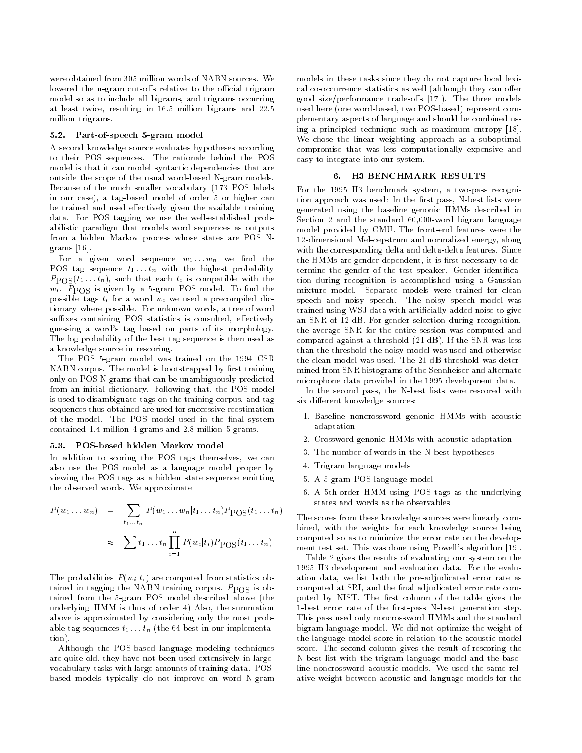were obtained from 305 million words of NABN sources. We lowered the n-gram cut-offs relative to the official trigram model so as to include all bigrams, and trigrams occurring at least twice, resulting in 16.5 million bigrams and 22.5 million trigrams.

### 5.2. Part-of-speech 5-gram model

A second knowledge source evaluates hypotheses according to their POS sequences. The rationale behind the POS model is that it can model syntactic dependencies that are outside the scope of the usual word-based N-gram models. Because of the much smaller vocabulary (173 POS labels in our case), a tag-based model of order 5 or higher can be trained and used effectively given the available training data. For POS tagging we use the well-established probabilistic paradigm that models word sequences as outputs from a hidden Markov process whose states are POS N-grams [16].

For a given word sequence $w_1 \dots w_n$ we find the POS tag sequence $t_1 \dots t_n$ with the highest probability $P_{\mathrm{POS}}(t_1 \dots t_n)$, such that each $t_i$ is compatible with the $w_i$. $P_{\mathrm{POS}}$ is given by a 5-gram POS model. To find the possible tags $t_i$ for a word $w_i$ we used a precompiled dictionary where possible. For unknown words, a tree of word suffixes containing POS statistics is consulted, effectively guessing a word's tag based on parts of its morphology. The log probability of the best tag sequence is then used as a knowledge source in rescoring.

The POS 5-gram model was trained on the 1994 CSR NABN corpus. The model is bootstrapped by first training only on POS N-grams that can be unambiguously predicted from an initial dictionary. Following that, the POS model is used to disambiguate tags on the training corpus, and tag sequences thus obtained are used for successive reestimation of the model. The POS model used in the final system contained 1.4 million 4-grams and 2.8 million 5-grams.

### 5.3. POS-based hidden Markov model

In addition to scoring the POS tags themselves, we can also use the POS model as a language model proper by viewing the POS tags as a hidden state sequence emitting the observed words. We approximate

$$
\begin{aligned}
P(w_1 \dots w_n) &= \sum_{t_1 \dots t_n} P(w_1 \dots w_n | t_1 \dots t_n) P_{\mathrm{POS}}(t_1 \dots t_n) \\
&\approx \sum t_1 \dots t_n \prod_{i=1}^{n} P(w_i | t_i) P_{\mathrm{POS}}(t_1 \dots t_n)
\end{aligned}
$$

The probabilities $P(w_i|t_i)$ are computed from statistics obtained in tagging the NABN training corpus. $P_{\mathrm{POS}}$ is obtained from the 5-gram POS model described above (the underlying HMM is thus of order 4) Also, the summation above is approximated by considering only the most probable tag sequences $t_1 \dots t_n$ (the 64 best in our implementation).

Although the POS-based language modeling techniques are quite old, they have not been used extensively in large-vocabulary tasks with large amounts of training data. POS-based models typically do not improve on word N-gram models in these tasks since they do not capture local lexical co-occurrence statistics as well (although they can offer good size/performance trade-offs [17]). The three models used here (one word-based, two POS-based) represent complementary aspects of language and should be combined using a principled technique such as maximum entropy [18]. We chose the linear weighting approach as a suboptimal compromise that was less computationally expensive and easy to integrate into our system.

## 6. H3 BENCHMARK RESULTS

For the 1995 H3 benchmark system, a two-pass recognition approach was used: In the first pass, N-best lists were generated using the baseline genonic HMMs described in Section 2 and the standard 60,000-word bigram language model provided by CMU. The front-end features were the 12-dimensional Mel-cepstrum and normalized energy, along with the corresponding delta and delta-delta features. Since the HMMs are gender-dependent, it is first necessary to determine the gender of the test speaker. Gender identification during recognition is accomplished using a Gaussian mixture model. Separate models were trained for clean speech and noisy speech. The noisy speech model was trained using WSJ data with artificially added noise to give an SNR of 12 dB. For gender selection during recognition, the average SNR for the entire session was computed and compared against a threshold (21 dB). If the SNR was less than the threshold the noisy model was used and otherwise the clean model was used. The 21 dB threshold was determined from SNR histograms of the Sennheiser and alternate microphone data provided in the 1995 development data.

In the second pass, the N-best lists were rescored with six different knowledge sources:

1. Baseline noncrossword genonic HMMs with acoustic adaptation
2. Crossword genonic HMMs with acoustic adaptation
3. The number of words in the N-best hypotheses
4. Trigram language models
5. A 5-gram POS language model
6. A 5th-order HMM using POS tags as the underlying states and words as the observables

The scores from these knowledge sources were linearly combined, with the weights for each knowledge source being computed so as to minimize the error rate on the development test set. This was done using Powell's algorithm [19].

Table 2 gives the results of evaluating our system on the 1995 H3 development and evaluation data. For the evaluation data, we list both the pre-adjudicated error rate as computed at SRI, and the final adjudicated error rate computed by NIST. The first column of the table gives the 1-best error rate of the first-pass N-best generation step. This pass used only noncrossword HMMs and the standard bigram language model. We did not optimize the weight of the language model score in relation to the acoustic model score. The second column gives the result of rescoring the N-best list with the trigram language model and the baseline noncrossword acoustic models. We used the same relative weight between acoustic and language models for the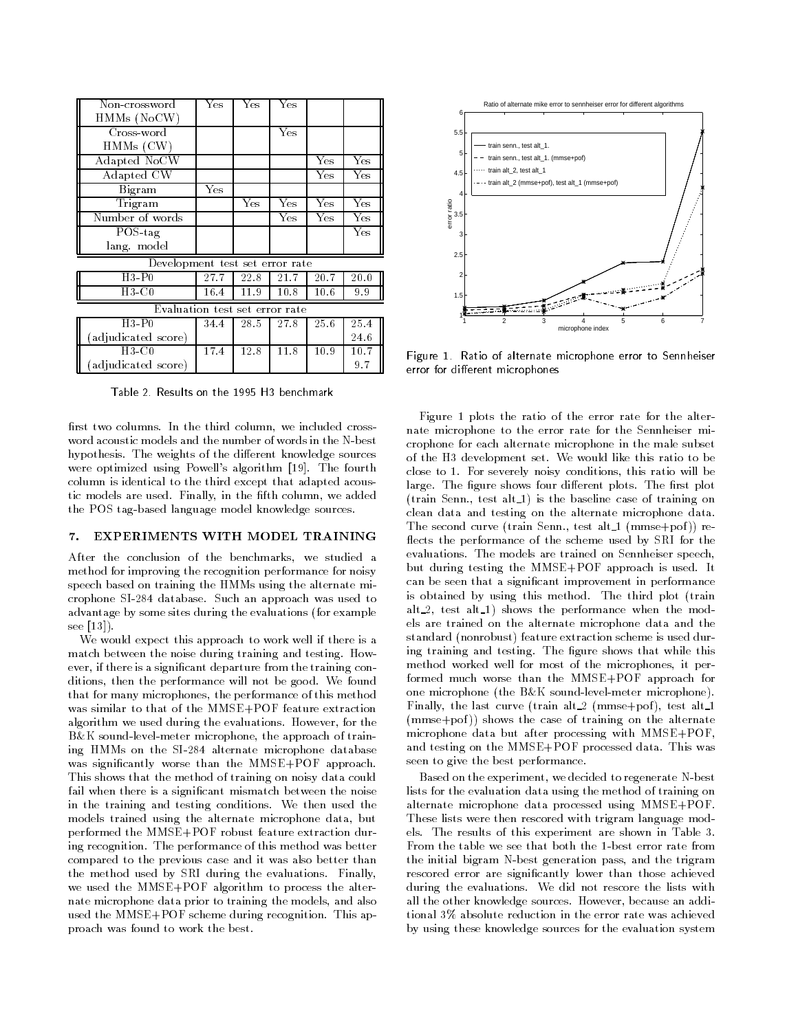| Non-crossword HMMs (NoCW) | Yes | Yes | Yes | | |
|---|---|---|---|---|---|
| Cross-word HMMs (CW) | | | Yes | | |
| Adapted NoCW | | | | Yes | Yes |
| Adapted CW | | | | Yes | Yes |
| Bigram | Yes | | | | |
| Trigram | | Yes | Yes | Yes | Yes |
| Number of words | | | Yes | Yes | Yes |
| POS-tag lang. model | | | | | Yes |
| **Development test set error rate** | | | | | |
| H3-P0 | 27.7 | 22.8 | 21.7 | 20.7 | 20.0 |
| H3-C0 | 16.4 | 11.9 | 10.8 | 10.6 | 9.9 |
| **Evaluation test set error rate** | | | | | |
| H3-P0 | 34.4 | 28.5 | 27.8 | 25.6 | 25.4 |
| (adjudicated score) | | | | | 24.6 |
| H3-C0 | 17.4 | 12.8 | 11.8 | 10.9 | 10.7 |
| (adjudicated score) | | | | | 9.7 |

Table 2. Results on the 1995 H3 benchmark

first two columns. In the third column, we included cross-word acoustic models and the number of words in the N-best hypothesis. The weights of the different knowledge sources were optimized using Powell's algorithm [19]. The fourth column is identical to the third except that adapted acoustic models are used. Finally, in the fifth column, we added the POS tag-based language model knowledge sources.

## 7. EXPERIMENTS WITH MODEL TRAINING

After the conclusion of the benchmarks, we studied a method for improving the recognition performance for noisy speech based on training the HMMs using the alternate microphone SI-284 database. Such an approach was used to advantage by some sites during the evaluations (for example see [13]).

We would expect this approach to work well if there is a match between the noise during training and testing. However, if there is a significant departure from the training conditions, then the performance will not be good. We found that for many microphones, the performance of this method was similar to that of the MMSE+POF feature extraction algorithm we used during the evaluations. However, for the B&K sound-level-meter microphone, the approach of training HMMs on the SI-284 alternate microphone database was significantly worse than the MMSE+POF approach. This shows that the method of training on noisy data could fail when there is a significant mismatch between the noise in the training and testing conditions. We then used the models trained using the alternate microphone data, but performed the MMSE+POF robust feature extraction during recognition. The performance of this method was better compared to the previous case and it was also better than the method used by SRI during the evaluations. Finally, we used the MMSE+POF algorithm to process the alternate microphone data prior to training the models, and also used the MMSE+POF scheme during recognition. This approach was found to work the best.

Figure 1. Ratio of alternate microphone error to Sennheiser error for different microphones

Figure 1 plots the ratio of the error rate for the alternate microphone to the error rate for the Sennheiser microphone for each alternate microphone in the male subset of the H3 development set. We would like this ratio to be close to 1. For severely noisy conditions, this ratio will be large. The figure shows four different plots. The first plot (train Senn., test alt_1) is the baseline case of training on clean data and testing on the alternate microphone data. The second curve (train Senn., test alt_1 (mmse+pof)) reflects the performance of the scheme used by SRI for the evaluations. The models are trained on Sennheiser speech, but during testing the MMSE+POF approach is used. It can be seen that a significant improvement in performance is obtained by using this method. The third plot (train alt_2, test alt_1) shows the performance when the models are trained on the alternate microphone data and the standard (nonrobust) feature extraction scheme is used during training and testing. The figure shows that while this method worked well for most of the microphones, it performed much worse than the MMSE+POF approach for one microphone (the B&K sound-level-meter microphone). Finally, the last curve (train alt_2 (mmse+pof), test alt_1 (mmse+pof)) shows the case of training on the alternate microphone data but after processing with MMSE+POF, and testing on the MMSE+POF processed data. This was seen to give the best performance.

Based on the experiment, we decided to regenerate N-best lists for the evaluation data using the method of training on alternate microphone data processed using MMSE+POF. These lists were then rescored with trigram language models. The results of this experiment are shown in Table 3. From the table we see that both the 1-best error rate from the initial bigram N-best generation pass, and the trigram rescored error are significantly lower than those achieved during the evaluations. We did not rescore the lists with all the other knowledge sources. However, because an additional 3% absolute reduction in the error rate was achieved by using these knowledge sources for the evaluation system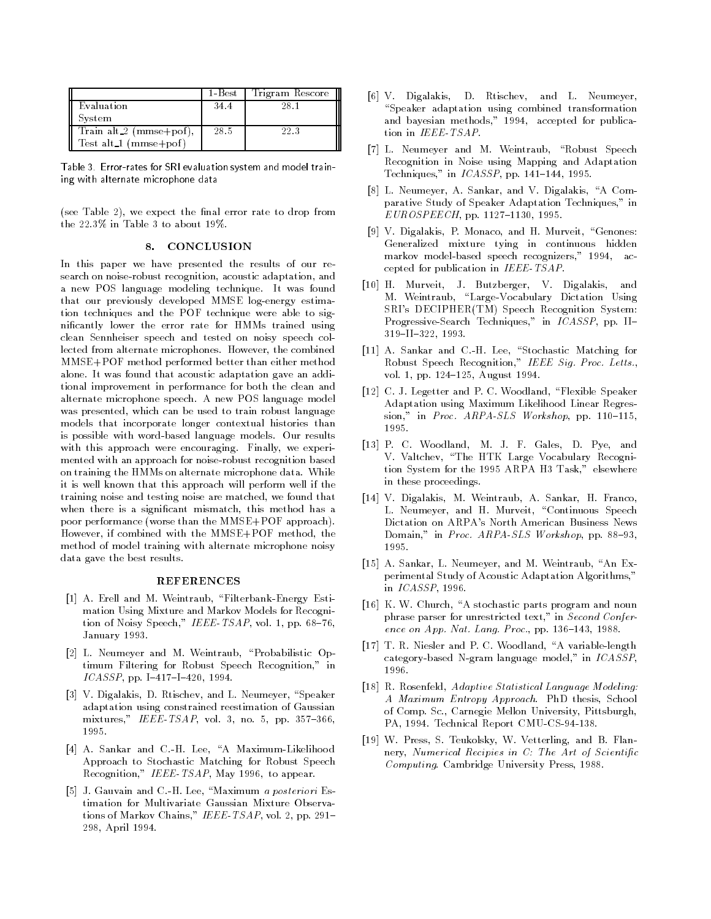| | 1-Best | Trigram Rescore |
|---|---|---|
| Evaluation System | 34.4 | 28.1 |
| Train alt_2 (mmse+pof), Test alt_1 (mmse+pof) | 28.5 | 22.3 |

Table 3. Error-rates for SRI evaluation system and model training with alternate microphone data

(see Table 2), we expect the final error rate to drop from the 22.3% in Table 3 to about 19%.

## 8. CONCLUSION

In this paper we have presented the results of our research on noise-robust recognition, acoustic adaptation, and a new POS language modeling technique. It was found that our previously developed MMSE log-energy estimation techniques and the POF technique were able to significantly lower the error rate for HMMs trained using clean Sennheiser speech and tested on noisy speech collected from alternate microphones. However, the combined MMSE+POF method performed better than either method alone. It was found that acoustic adaptation gave an additional improvement in performance for both the clean and alternate microphone speech. A new POS language model was presented, which can be used to train robust language models that incorporate longer contextual histories than is possible with word-based language models. Our results with this approach were encouraging. Finally, we experimented with an approach for noise-robust recognition based on training the HMMs on alternate microphone data. While it is well known that this approach will perform well if the training noise and testing noise are matched, we found that when there is a significant mismatch, this method has a poor performance (worse than the MMSE+POF approach). However, if combined with the MMSE+POF method, the method of model training with alternate microphone noisy data gave the best results.

## REFERENCES

[1] A. Erell and M. Weintraub, "Filterbank-Energy Estimation Using Mixture and Markov Models for Recognition of Noisy Speech," *IEEE-TSAP*, vol. 1, pp. 68–76, January 1993.

[2] L. Neumeyer and M. Weintraub, "Probabilistic Optimum Filtering for Robust Speech Recognition," in *ICASSP*, pp. I–417–I–420, 1994.

[3] V. Digalakis, D. Rtischev, and L. Neumeyer, "Speaker adaptation using constrained reestimation of Gaussian mixtures," *IEEE-TSAP*, vol. 3, no. 5, pp. 357–366, 1995.

[4] A. Sankar and C.-H. Lee, "A Maximum-Likelihood Approach to Stochastic Matching for Robust Speech Recognition," *IEEE-TSAP*, May 1996, to appear.

[5] J. Gauvain and C.-H. Lee, "Maximum *a posteriori* Estimation for Multivariate Gaussian Mixture Observations of Markov Chains," *IEEE-TSAP*, vol. 2, pp. 291–298, April 1994.

[6] V. Digalakis, D. Rtischev, and L. Neumeyer, "Speaker adaptation using combined transformation and bayesian methods," 1994, accepted for publication in *IEEE-TSAP*.

[7] L. Neumeyer and M. Weintraub, "Robust Speech Recognition in Noise using Mapping and Adaptation Techniques," in *ICASSP*, pp. 141–144, 1995.

[8] L. Neumeyer, A. Sankar, and V. Digalakis, "A Comparative Study of Speaker Adaptation Techniques," in *EUROSPEECH*, pp. 1127–1130, 1995.

[9] V. Digalakis, P. Monaco, and H. Murveit, "Genones: Generalized mixture tying in continuous hidden markov model-based speech recognizers," 1994, accepted for publication in *IEEE-TSAP*.

[10] H. Murveit, J. Butzberger, V. Digalakis, and M. Weintraub, "Large-Vocabulary Dictation Using SRI's DECIPHER(TM) Speech Recognition System: Progressive-Search Techniques," in *ICASSP*, pp. II–319–II–322, 1993.

[11] A. Sankar and C.-H. Lee, "Stochastic Matching for Robust Speech Recognition," *IEEE Sig. Proc. Letts.*, vol. 1, pp. 124–125, August 1994.

[12] C. J. Legetter and P. C. Woodland, "Flexible Speaker Adaptation using Maximum Likelihood Linear Regression," in *Proc. ARPA-SLS Workshop*, pp. 110–115, 1995.

[13] P. C. Woodland, M. J. F. Gales, D. Pye, and V. Valtchev, "The HTK Large Vocabulary Recognition System for the 1995 ARPA H3 Task," elsewhere in these proceedings.

[14] V. Digalakis, M. Weintraub, A. Sankar, H. Franco, L. Neumeyer, and H. Murveit, "Continuous Speech Dictation on ARPA's North American Business News Domain," in *Proc. ARPA-SLS Workshop*, pp. 88–93, 1995.

[15] A. Sankar, L. Neumeyer, and M. Weintraub, "An Experimental Study of Acoustic Adaptation Algorithms," in *ICASSP*, 1996.

[16] K. W. Church, "A stochastic parts program and noun phrase parser for unrestricted text," in *Second Conference on App. Nat. Lang. Proc.*, pp. 136–143, 1988.

[17] T. R. Niesler and P. C. Woodland, "A variable-length category-based N-gram language model," in *ICASSP*, 1996.

[18] R. Rosenfeld, *Adaptive Statistical Language Modeling: A Maximum Entropy Approach*. PhD thesis, School of Comp. Sc., Carnegie Mellon University, Pittsburgh, PA, 1994. Technical Report CMU-CS-94-138.

[19] W. Press, S. Teukolsky, W. Vetterling, and B. Flannery, *Numerical Recipies in C: The Art of Scientific Computing*. Cambridge University Press, 1988.